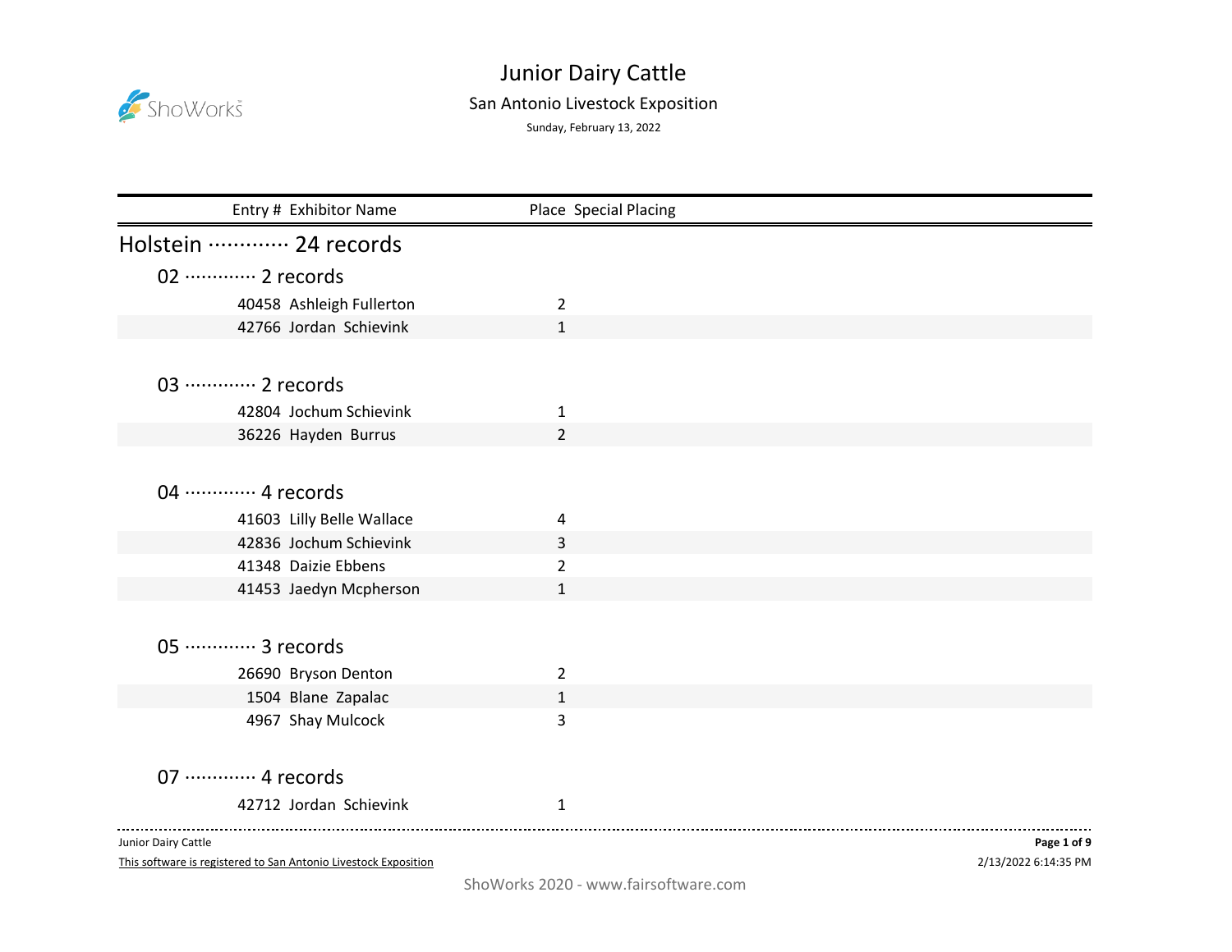# Junior Dairy Cattle

## San Antonio Livestock Exposition

Sunday, February 13, 2022

| Entry # | Exhibitor Name | Place | Special Placing |
|---|---|---|---|

## Holstein ············· 24 records

### 02 ············· 2 records

| Entry # | Exhibitor Name | Place | Special Placing |
|---|---|---|---|
| 40458 | Ashleigh Fullerton | 2 | |
| 42766 | Jordan Schievink | 1 | |

### 03 ············· 2 records

| Entry # | Exhibitor Name | Place | Special Placing |
|---|---|---|---|
| 42804 | Jochum Schievink | 1 | |
| 36226 | Hayden Burrus | 2 | |

### 04 ············· 4 records

| Entry # | Exhibitor Name | Place | Special Placing |
|---|---|---|---|
| 41603 | Lilly Belle Wallace | 4 | |
| 42836 | Jochum Schievink | 3 | |
| 41348 | Daizie Ebbens | 2 | |
| 41453 | Jaedyn Mcpherson | 1 | |

### 05 ············· 3 records

| Entry # | Exhibitor Name | Place | Special Placing |
|---|---|---|---|
| 26690 | Bryson Denton | 2 | |
| 1504 | Blane Zapalac | 1 | |
| 4967 | Shay Mulcock | 3 | |

### 07 ············· 4 records

| Entry # | Exhibitor Name | Place | Special Placing |
|---|---|---|---|
| 42712 | Jordan Schievink | 1 | |

This software is registered to San Antonio Livestock Exposition

ShoWorks 2020 - www.fairsoftware.com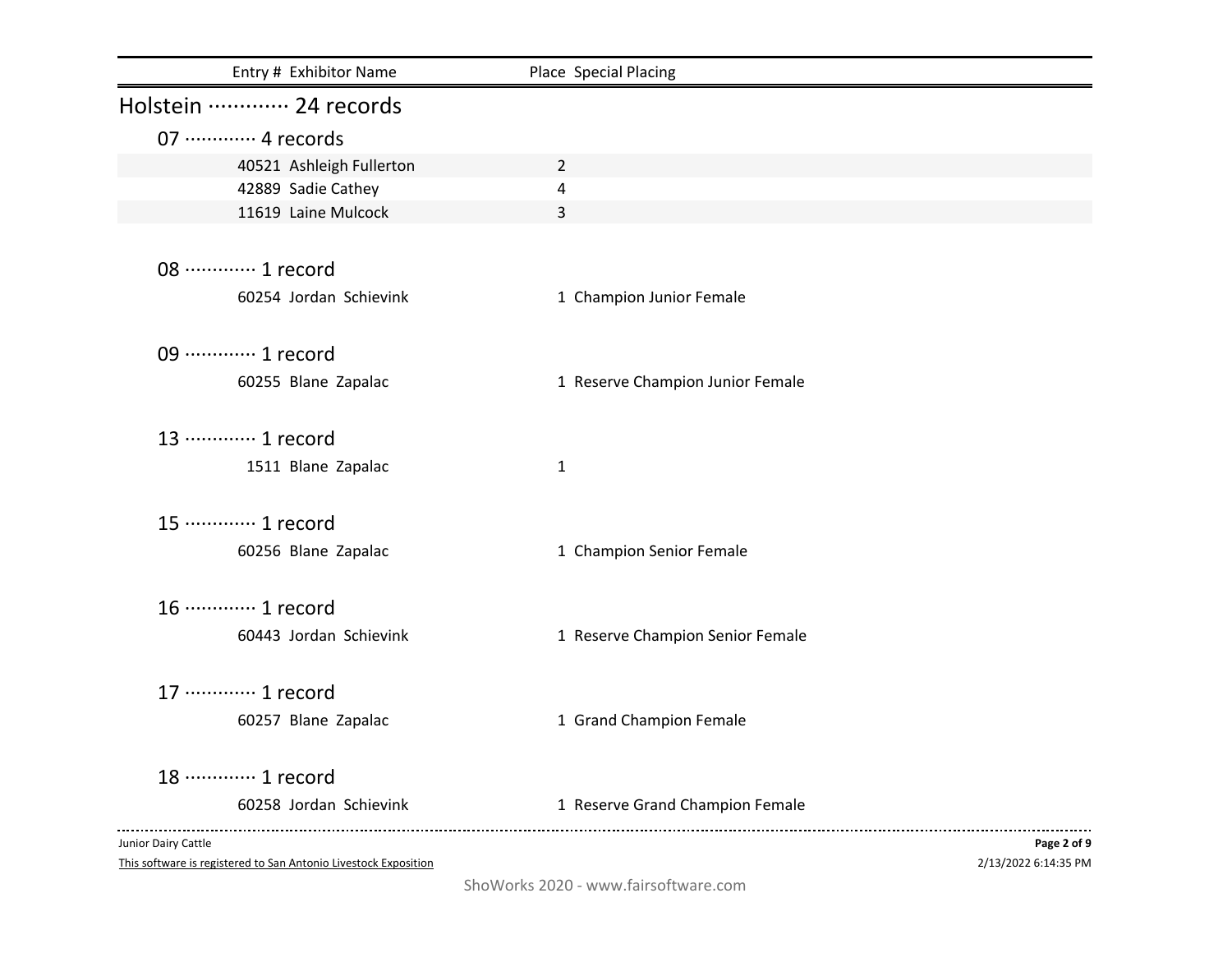| Entry # | Exhibitor Name | Place | Special Placing |
|---|---|---|---|

## Holstein ············· 24 records

### 07 ············· 4 records

| Entry # | Exhibitor Name | Place | Special Placing |
|---|---|---|---|
| 40521 | Ashleigh Fullerton | 2 | |
| 42889 | Sadie Cathey | 4 | |
| 11619 | Laine Mulcock | 3 | |

### 08 ············· 1 record

| Entry # | Exhibitor Name | Place | Special Placing |
|---|---|---|---|
| 60254 | Jordan Schievink | 1 | Champion Junior Female |

### 09 ············· 1 record

| Entry # | Exhibitor Name | Place | Special Placing |
|---|---|---|---|
| 60255 | Blane Zapalac | 1 | Reserve Champion Junior Female |

### 13 ············· 1 record

| Entry # | Exhibitor Name | Place | Special Placing |
|---|---|---|---|
| 1511 | Blane Zapalac | 1 | |

### 15 ············· 1 record

| Entry # | Exhibitor Name | Place | Special Placing |
|---|---|---|---|
| 60256 | Blane Zapalac | 1 | Champion Senior Female |

### 16 ············· 1 record

| Entry # | Exhibitor Name | Place | Special Placing |
|---|---|---|---|
| 60443 | Jordan Schievink | 1 | Reserve Champion Senior Female |

### 17 ············· 1 record

| Entry # | Exhibitor Name | Place | Special Placing |
|---|---|---|---|
| 60257 | Blane Zapalac | 1 | Grand Champion Female |

### 18 ············· 1 record

| Entry # | Exhibitor Name | Place | Special Placing |
|---|---|---|---|
| 60258 | Jordan Schievink | 1 | Reserve Grand Champion Female |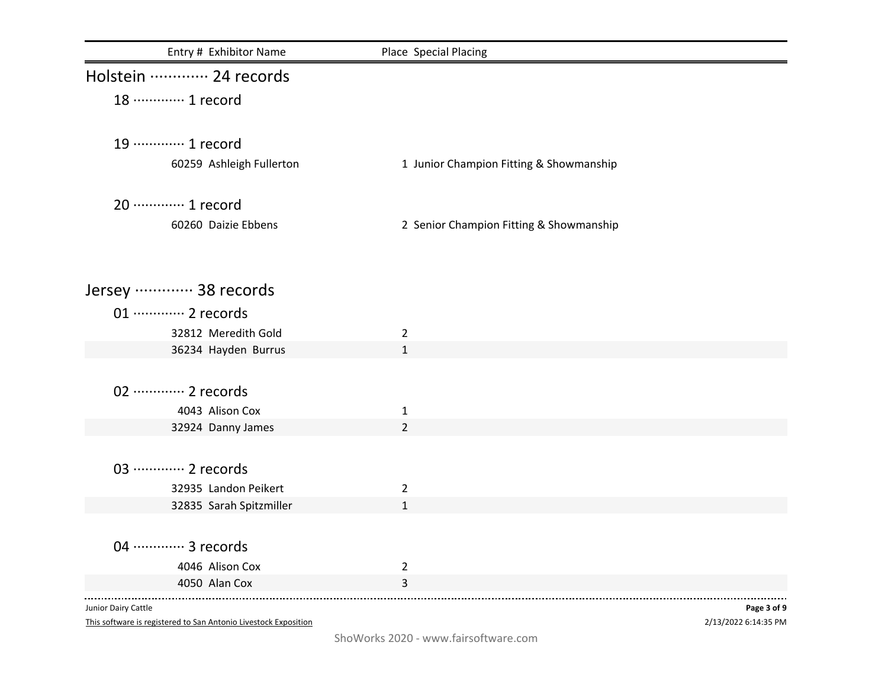| Entry # | Exhibitor Name | Place | Special Placing |
|---|---|---|---|

## Holstein ············· 24 records

### 18 ············· 1 record

### 19 ············· 1 record

| Entry # | Exhibitor Name | Place | Special Placing |
|---|---|---|---|
| 60259 | Ashleigh Fullerton | 1 | Junior Champion Fitting & Showmanship |

### 20 ············· 1 record

| Entry # | Exhibitor Name | Place | Special Placing |
|---|---|---|---|
| 60260 | Daizie Ebbens | 2 | Senior Champion Fitting & Showmanship |

## Jersey ············· 38 records

### 01 ············· 2 records

| Entry # | Exhibitor Name | Place | Special Placing |
|---|---|---|---|
| 32812 | Meredith Gold | 2 | |
| 36234 | Hayden Burrus | 1 | |

### 02 ············· 2 records

| Entry # | Exhibitor Name | Place | Special Placing |
|---|---|---|---|
| 4043 | Alison Cox | 1 | |
| 32924 | Danny James | 2 | |

### 03 ············· 2 records

| Entry # | Exhibitor Name | Place | Special Placing |
|---|---|---|---|
| 32935 | Landon Peikert | 2 | |
| 32835 | Sarah Spitzmiller | 1 | |

### 04 ············· 3 records

| Entry # | Exhibitor Name | Place | Special Placing |
|---|---|---|---|
| 4046 | Alison Cox | 2 | |
| 4050 | Alan Cox | 3 | |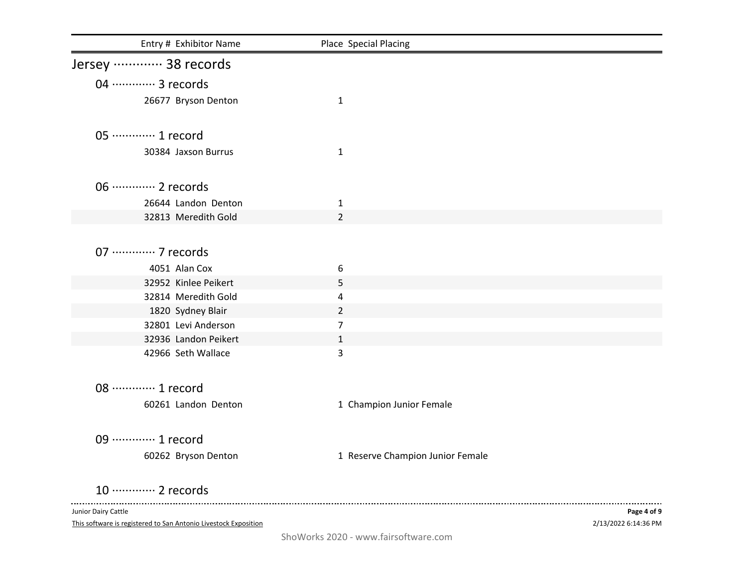| Entry # | Exhibitor Name | Place | Special Placing |
|---|---|---|---|

## Jersey ············· 38 records

### 04 ············· 3 records

| Entry # | Exhibitor Name | Place | Special Placing |
|---|---|---|---|
| 26677 | Bryson Denton | 1 | |

### 05 ············· 1 record

| Entry # | Exhibitor Name | Place | Special Placing |
|---|---|---|---|
| 30384 | Jaxson Burrus | 1 | |

### 06 ············· 2 records

| Entry # | Exhibitor Name | Place | Special Placing |
|---|---|---|---|
| 26644 | Landon Denton | 1 | |
| 32813 | Meredith Gold | 2 | |

### 07 ············· 7 records

| Entry # | Exhibitor Name | Place | Special Placing |
|---|---|---|---|
| 4051 | Alan Cox | 6 | |
| 32952 | Kinlee Peikert | 5 | |
| 32814 | Meredith Gold | 4 | |
| 1820 | Sydney Blair | 2 | |
| 32801 | Levi Anderson | 7 | |
| 32936 | Landon Peikert | 1 | |
| 42966 | Seth Wallace | 3 | |

### 08 ············· 1 record

| Entry # | Exhibitor Name | Place | Special Placing |
|---|---|---|---|
| 60261 | Landon Denton | 1 | Champion Junior Female |

### 09 ············· 1 record

| Entry # | Exhibitor Name | Place | Special Placing |
|---|---|---|---|
| 60262 | Bryson Denton | 1 | Reserve Champion Junior Female |

### 10 ············· 2 records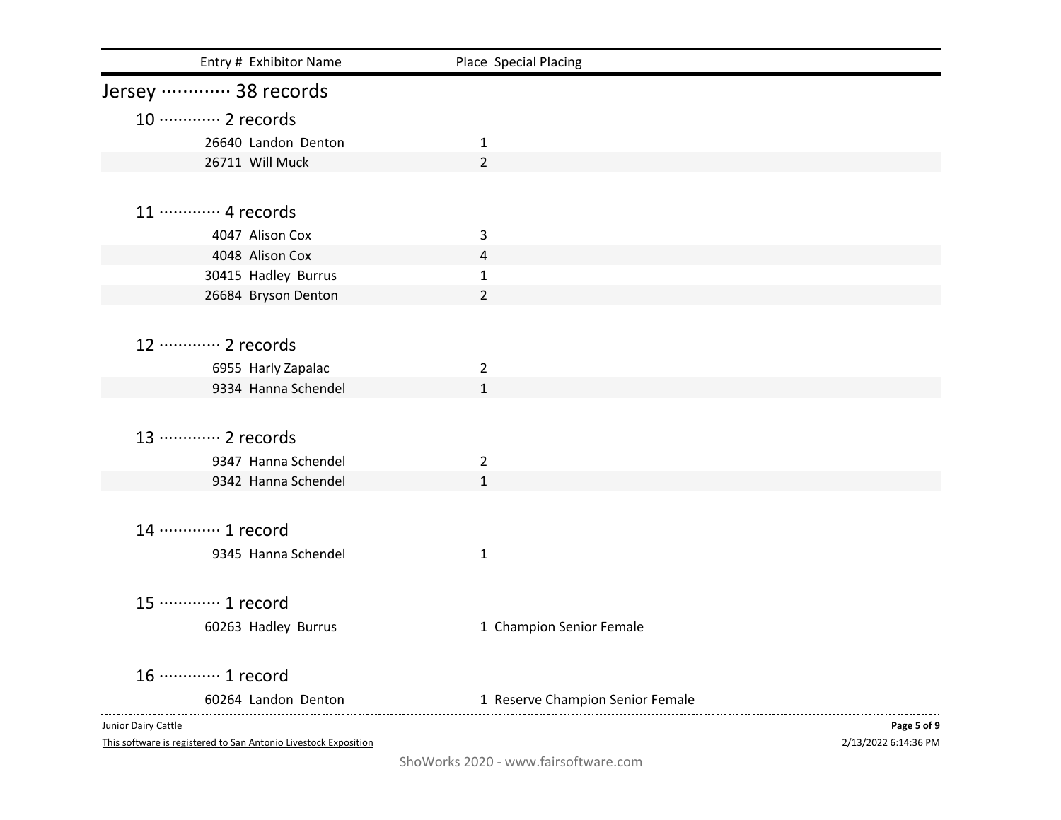| Entry # | Exhibitor Name | Place | Special Placing |
|---|---|---|---|

## Jersey ············· 38 records

### 10 ············· 2 records

| Entry # | Exhibitor Name | Place | Special Placing |
|---|---|---|---|
| 26640 | Landon Denton | 1 | |
| 26711 | Will Muck | 2 | |

### 11 ············· 4 records

| Entry # | Exhibitor Name | Place | Special Placing |
|---|---|---|---|
| 4047 | Alison Cox | 3 | |
| 4048 | Alison Cox | 4 | |
| 30415 | Hadley Burrus | 1 | |
| 26684 | Bryson Denton | 2 | |

### 12 ············· 2 records

| Entry # | Exhibitor Name | Place | Special Placing |
|---|---|---|---|
| 6955 | Harly Zapalac | 2 | |
| 9334 | Hanna Schendel | 1 | |

### 13 ············· 2 records

| Entry # | Exhibitor Name | Place | Special Placing |
|---|---|---|---|
| 9347 | Hanna Schendel | 2 | |
| 9342 | Hanna Schendel | 1 | |

### 14 ············· 1 record

| Entry # | Exhibitor Name | Place | Special Placing |
|---|---|---|---|
| 9345 | Hanna Schendel | 1 | |

### 15 ············· 1 record

| Entry # | Exhibitor Name | Place | Special Placing |
|---|---|---|---|
| 60263 | Hadley Burrus | 1 | Champion Senior Female |

### 16 ············· 1 record

| Entry # | Exhibitor Name | Place | Special Placing |
|---|---|---|---|
| 60264 | Landon Denton | 1 | Reserve Champion Senior Female |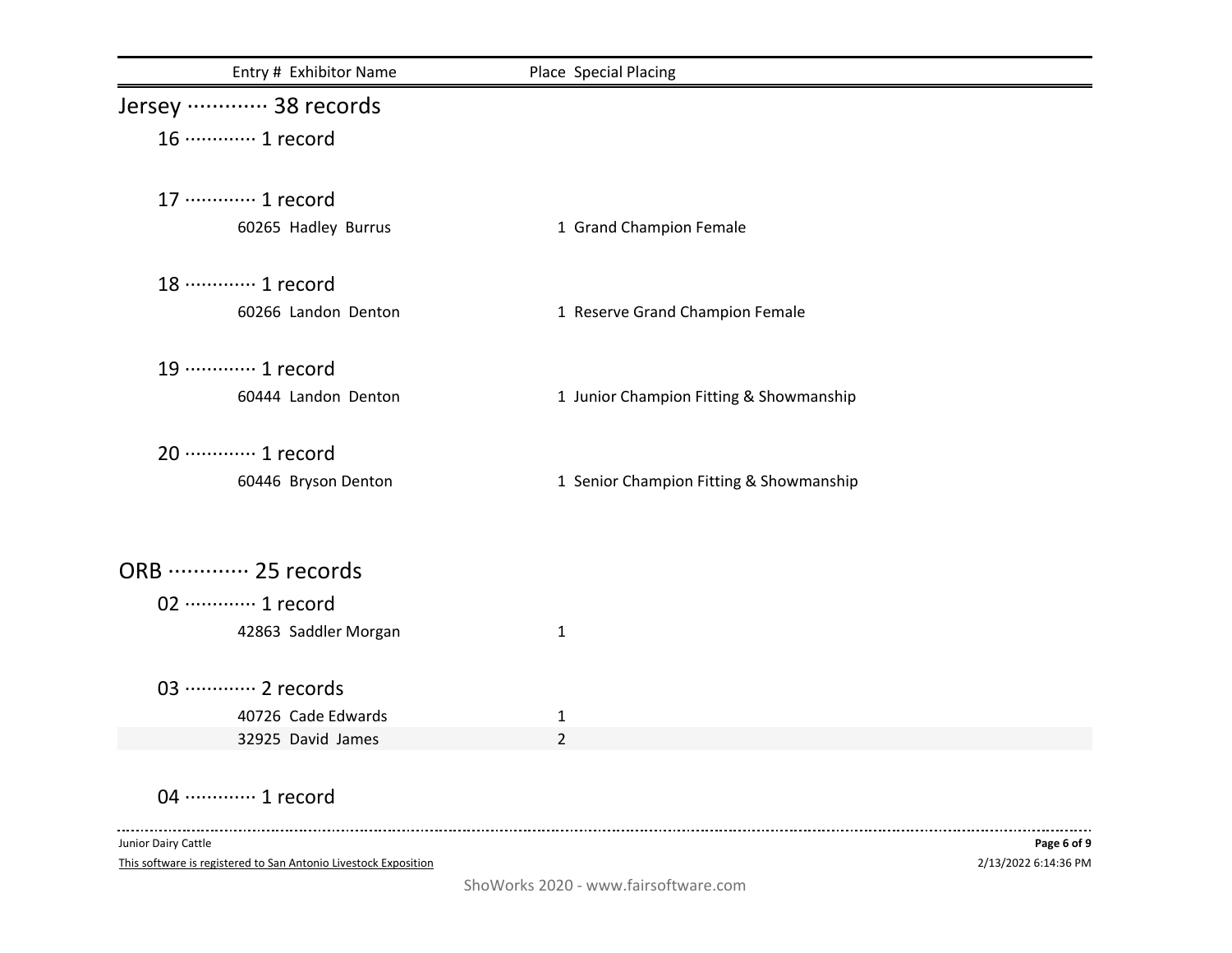| Entry # | Exhibitor Name | Place | Special Placing |
|---|---|---|---|

## Jersey ············· 38 records

### 16 ············· 1 record

### 17 ············· 1 record

| Entry # | Exhibitor Name | Place | Special Placing |
|---|---|---|---|
| 60265 | Hadley Burrus | 1 | Grand Champion Female |

### 18 ············· 1 record

| Entry # | Exhibitor Name | Place | Special Placing |
|---|---|---|---|
| 60266 | Landon Denton | 1 | Reserve Grand Champion Female |

### 19 ············· 1 record

| Entry # | Exhibitor Name | Place | Special Placing |
|---|---|---|---|
| 60444 | Landon Denton | 1 | Junior Champion Fitting & Showmanship |

### 20 ············· 1 record

| Entry # | Exhibitor Name | Place | Special Placing |
|---|---|---|---|
| 60446 | Bryson Denton | 1 | Senior Champion Fitting & Showmanship |

## ORB ············· 25 records

### 02 ············· 1 record

| Entry # | Exhibitor Name | Place | Special Placing |
|---|---|---|---|
| 42863 | Saddler Morgan | 1 | |

### 03 ············· 2 records

| Entry # | Exhibitor Name | Place | Special Placing |
|---|---|---|---|
| 40726 | Cade Edwards | 1 | |
| 32925 | David James | 2 | |

### 04 ············· 1 record

Junior Dairy Cattle

This software is registered to San Antonio Livestock Exposition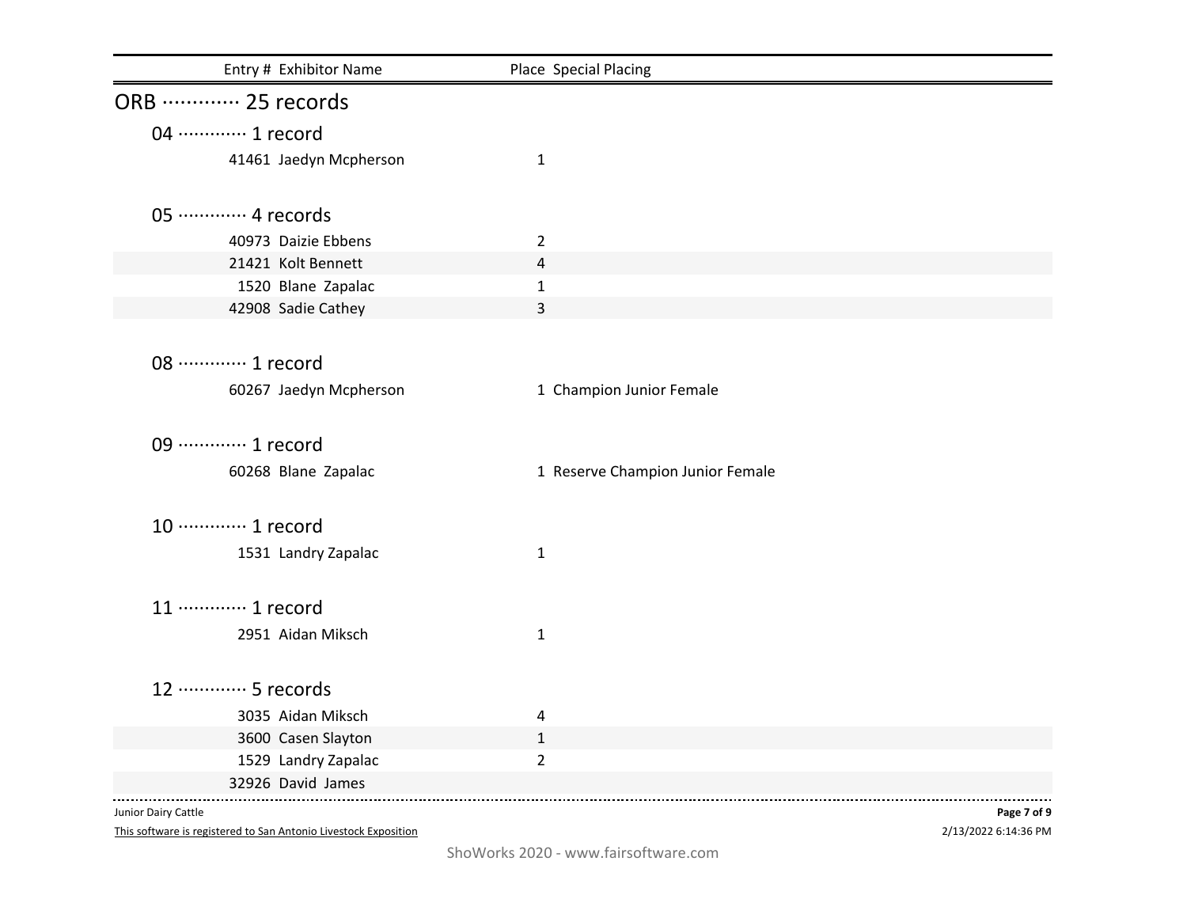| Entry # | Exhibitor Name | Place | Special Placing |
| --- | --- | --- | --- |

## ORB ············· 25 records

### 04 ············· 1 record

| Entry # | Exhibitor Name | Place | Special Placing |
| --- | --- | --- | --- |
| 41461 | Jaedyn Mcpherson | 1 | |

### 05 ············· 4 records

| Entry # | Exhibitor Name | Place | Special Placing |
| --- | --- | --- | --- |
| 40973 | Daizie Ebbens | 2 | |
| 21421 | Kolt Bennett | 4 | |
| 1520 | Blane Zapalac | 1 | |
| 42908 | Sadie Cathey | 3 | |

### 08 ············· 1 record

| Entry # | Exhibitor Name | Place | Special Placing |
| --- | --- | --- | --- |
| 60267 | Jaedyn Mcpherson | 1 | Champion Junior Female |

### 09 ············· 1 record

| Entry # | Exhibitor Name | Place | Special Placing |
| --- | --- | --- | --- |
| 60268 | Blane Zapalac | 1 | Reserve Champion Junior Female |

### 10 ············· 1 record

| Entry # | Exhibitor Name | Place | Special Placing |
| --- | --- | --- | --- |
| 1531 | Landry Zapalac | 1 | |

### 11 ············· 1 record

| Entry # | Exhibitor Name | Place | Special Placing |
| --- | --- | --- | --- |
| 2951 | Aidan Miksch | 1 | |

### 12 ············· 5 records

| Entry # | Exhibitor Name | Place | Special Placing |
| --- | --- | --- | --- |
| 3035 | Aidan Miksch | 4 | |
| 3600 | Casen Slayton | 1 | |
| 1529 | Landry Zapalac | 2 | |
| 32926 | David James | | |

Junior Dairy Cattle

This software is registered to San Antonio Livestock Exposition

2/13/2022 6:14:36 PM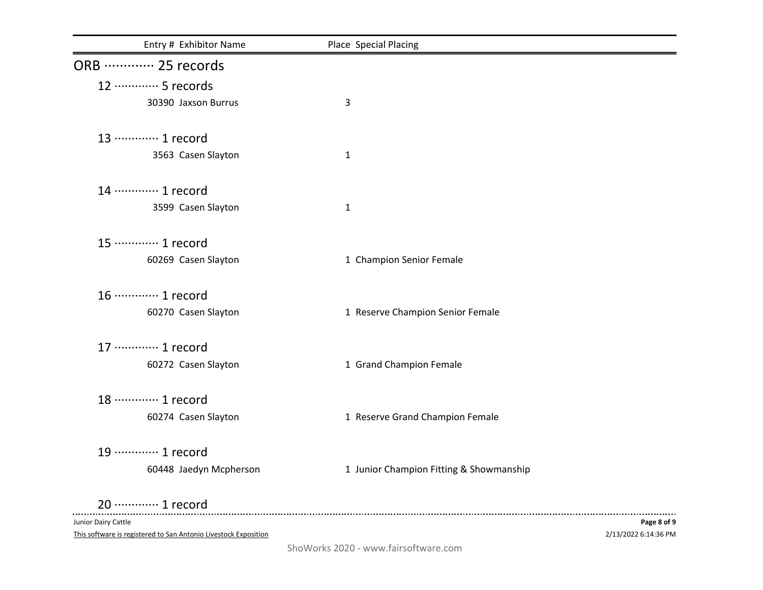| Entry # | Exhibitor Name | Place | Special Placing |
|---|---|---|---|

## ORB ············· 25 records

### 12 ············· 5 records

| Entry # | Exhibitor Name | Place | Special Placing |
|---|---|---|---|
| 30390 | Jaxson Burrus | 3 | |

### 13 ············· 1 record

| Entry # | Exhibitor Name | Place | Special Placing |
|---|---|---|---|
| 3563 | Casen Slayton | 1 | |

### 14 ············· 1 record

| Entry # | Exhibitor Name | Place | Special Placing |
|---|---|---|---|
| 3599 | Casen Slayton | 1 | |

### 15 ············· 1 record

| Entry # | Exhibitor Name | Place | Special Placing |
|---|---|---|---|
| 60269 | Casen Slayton | 1 | Champion Senior Female |

### 16 ············· 1 record

| Entry # | Exhibitor Name | Place | Special Placing |
|---|---|---|---|
| 60270 | Casen Slayton | 1 | Reserve Champion Senior Female |

### 17 ············· 1 record

| Entry # | Exhibitor Name | Place | Special Placing |
|---|---|---|---|
| 60272 | Casen Slayton | 1 | Grand Champion Female |

### 18 ············· 1 record

| Entry # | Exhibitor Name | Place | Special Placing |
|---|---|---|---|
| 60274 | Casen Slayton | 1 | Reserve Grand Champion Female |

### 19 ············· 1 record

| Entry # | Exhibitor Name | Place | Special Placing |
|---|---|---|---|
| 60448 | Jaedyn Mcpherson | 1 | Junior Champion Fitting & Showmanship |

### 20 ············· 1 record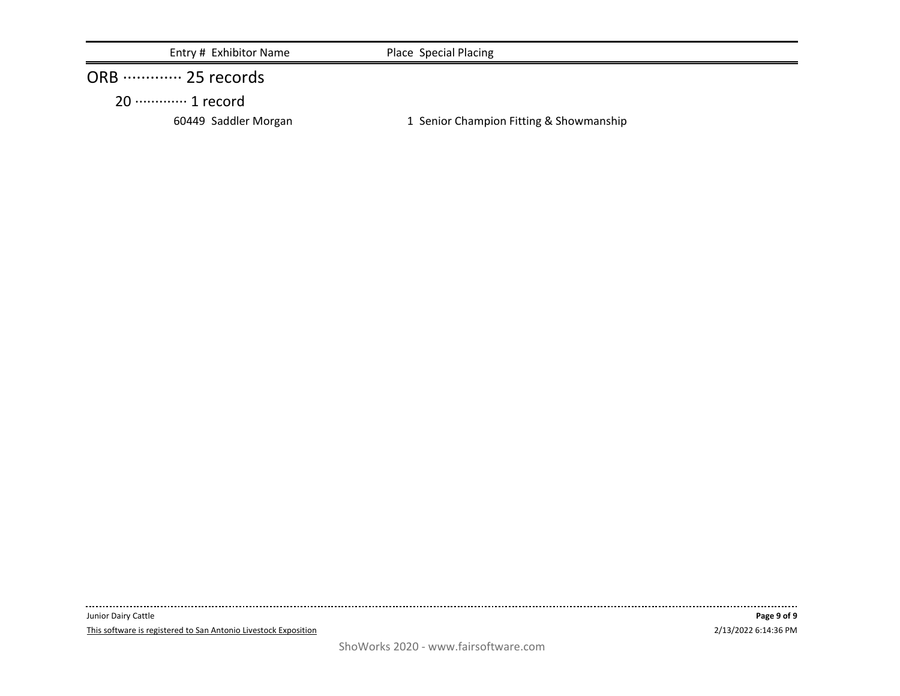| Entry # | Exhibitor Name | Place | Special Placing |
| --- | --- | --- | --- |

## ORB ············· 25 records

### 20 ············· 1 record

| Entry # | Exhibitor Name | Place | Special Placing |
| --- | --- | --- | --- |
| 60449 | Saddler Morgan | 1 | Senior Champion Fitting & Showmanship |